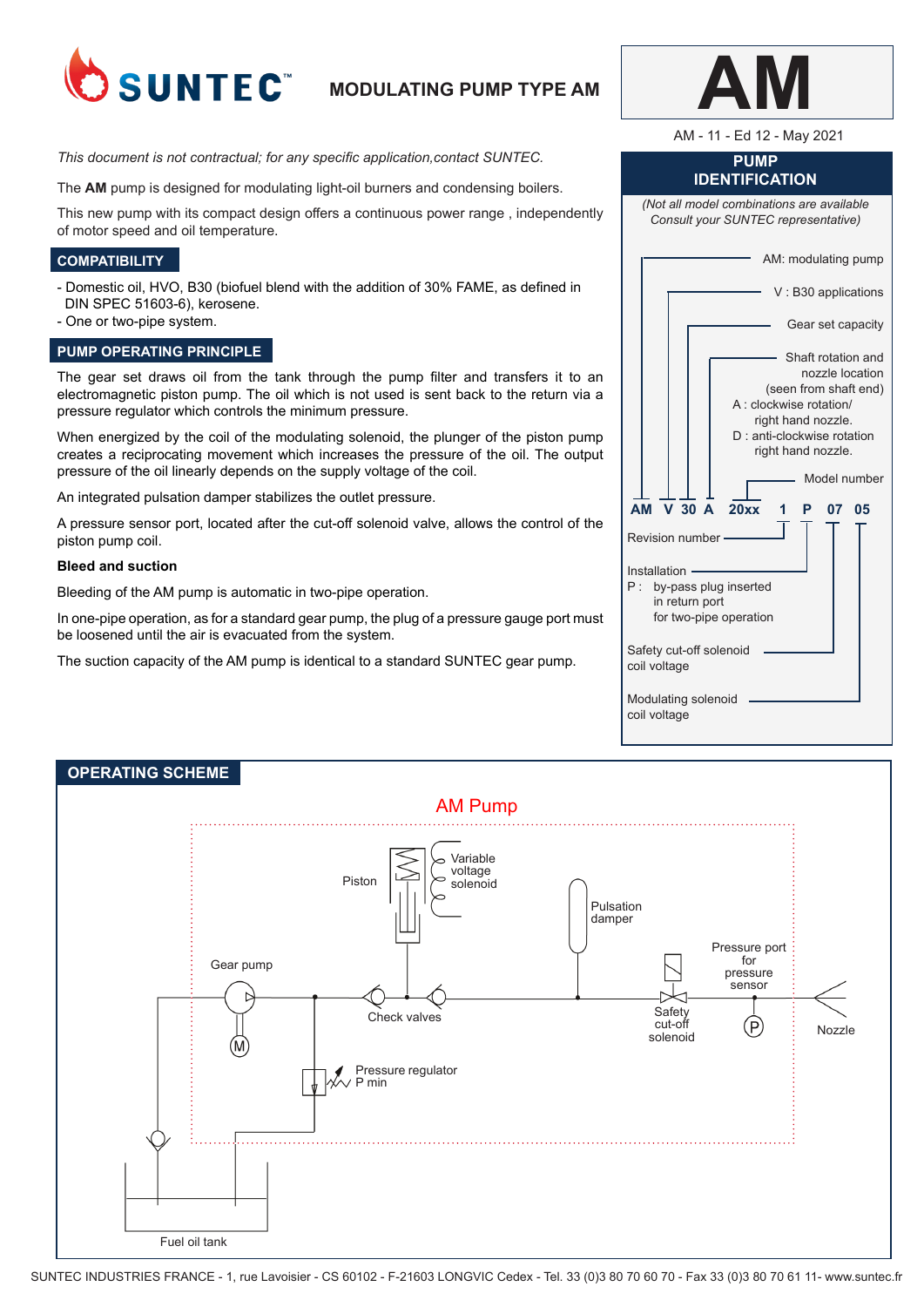# SUNTEC™ MODULATING PUMP TYPE AM

# AM

AM - 11 - Ed 12 - May 2021

*This document is not contractual; for any specific application,contact SUNTEC.*

The **AM** pump is designed for modulating light-oil burners and condensing boilers.

This new pump with its compact design offers a continuous power range , independently of motor speed and oil temperature.

## COMPATIBILITY

- Domestic oil, HVO, B30 (biofuel blend with the addition of 30% FAME, as defined in DIN SPEC 51603-6), kerosene.
- One or two-pipe system.

## PUMP OPERATING PRINCIPLE

The gear set draws oil from the tank through the pump filter and transfers it to an electromagnetic piston pump. The oil which is not used is sent back to the return via a pressure regulator which controls the minimum pressure.

When energized by the coil of the modulating solenoid, the plunger of the piston pump creates a reciprocating movement which increases the pressure of the oil. The output pressure of the oil linearly depends on the supply voltage of the coil.

An integrated pulsation damper stabilizes the outlet pressure.

A pressure sensor port, located after the cut-off solenoid valve, allows the control of the piston pump coil.

**Bleed and suction**

Bleeding of the AM pump is automatic in two-pipe operation.

In one-pipe operation, as for a standard gear pump, the plug of a pressure gauge port must be loosened until the air is evacuated from the system.

The suction capacity of the AM pump is identical to a standard SUNTEC gear pump.

## PUMP IDENTIFICATION

*(Not all model combinations are available Consult your SUNTEC representative)*

**AM V 30 A 20xx 1 P 07 05**

- AM: modulating pump
- V : B30 applications
- 30: Gear set capacity
- A: Shaft rotation and nozzle location (seen from shaft end)
  - A : clockwise rotation/ right hand nozzle.
  - D : anti-clockwise rotation right hand nozzle.
- 20xx: Model number
- 1: Revision number
- P: Installation
  - P : by-pass plug inserted in return port for two-pipe operation
- 07: Safety cut-off solenoid coil voltage
- 05: Modulating solenoid coil voltage

## OPERATING SCHEME

AM Pump

Piston · Variable voltage solenoid · Pulsation damper · Gear pump · M · Check valves · Pressure port for pressure sensor · Safety cut-off solenoid · P · Nozzle · Pressure regulator P min · Fuel oil tank

SUNTEC INDUSTRIES FRANCE - 1, rue Lavoisier - CS 60102 - F-21603 LONGVIC Cedex - Tel. 33 (0)3 80 70 60 70 - Fax 33 (0)3 80 70 61 11- www.suntec.fr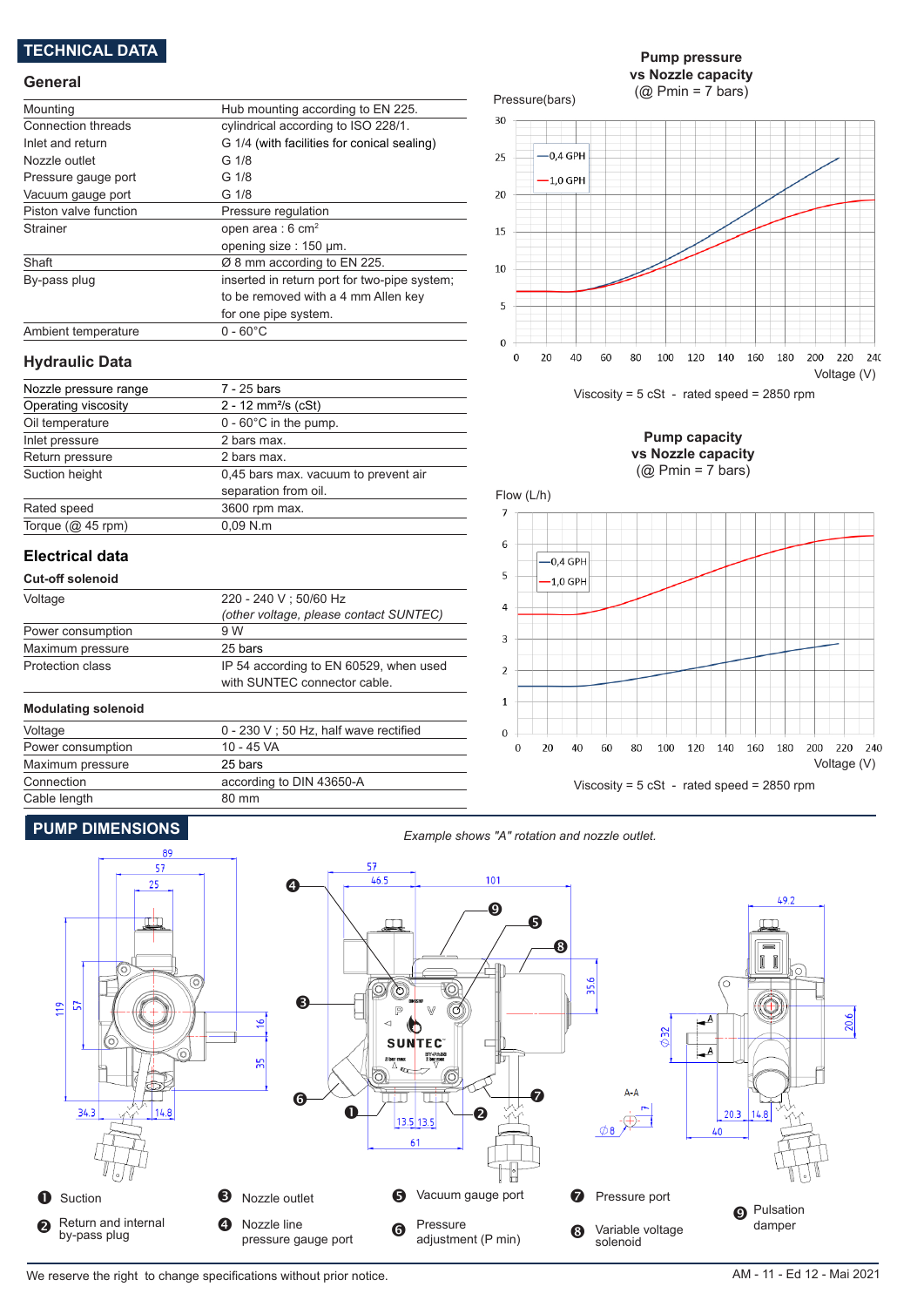## TECHNICAL DATA

### General

| | |
|---|---|
| Mounting | Hub mounting according to EN 225. |
| Connection threads | cylindrical according to ISO 228/1. |
| Inlet and return | G 1/4 (with facilities for conical sealing) |
| Nozzle outlet | G 1/8 |
| Pressure gauge port | G 1/8 |
| Vacuum gauge port | G 1/8 |
| Piston valve function | Pressure regulation |
| Strainer | open area : 6 cm² opening size : 150 µm. |
| Shaft | Ø 8 mm according to EN 225. |
| By-pass plug | inserted in return port for two-pipe system; to be removed with a 4 mm Allen key for one pipe system. |
| Ambient temperature | 0 - 60°C |

### Hydraulic Data

| | |
|---|---|
| Nozzle pressure range | 7 - 25 bars |
| Operating viscosity | 2 - 12 mm²/s (cSt) |
| Oil temperature | 0 - 60°C in the pump. |
| Inlet pressure | 2 bars max. |
| Return pressure | 2 bars max. |
| Suction height | 0,45 bars max. vacuum to prevent air separation from oil. |
| Rated speed | 3600 rpm max. |
| Torque (@ 45 rpm) | 0,09 N.m |

### Electrical data

**Cut-off solenoid**

| | |
|---|---|
| Voltage | 220 - 240 V ; 50/60 Hz *(other voltage, please contact SUNTEC)* |
| Power consumption | 9 W |
| Maximum pressure | 25 bars |
| Protection class | IP 54 according to EN 60529, when used with SUNTEC connector cable. |

**Modulating solenoid**

| | |
|---|---|
| Voltage | 0 - 230 V ; 50 Hz, half wave rectified |
| Power consumption | 10 - 45 VA |
| Maximum pressure | 25 bars |
| Connection | according to DIN 43650-A |
| Cable length | 80 mm |

**Pump pressure vs Nozzle capacity**
(@ Pmin = 7 bars)

Pressure(bars)
30
25
20
15
10
5
0
0 20 40 60 80 100 120 140 160 180 200 220 240
Voltage (V)
0,4 GPH
1,0 GPH

Viscosity = 5 cSt - rated speed = 2850 rpm

**Pump capacity vs Nozzle capacity**
(@ Pmin = 7 bars)

Flow (L/h)
7
6
5
4
3
2
1
0
0 20 40 60 80 100 120 140 160 180 200 220 240
Voltage (V)
0,4 GPH
1,0 GPH

Viscosity = 5 cSt - rated speed = 2850 rpm

## PUMP DIMENSIONS

*Example shows "A" rotation and nozzle outlet.*

89
57
25
119
57
16
35
34.3
14.8
57
46.5
101
35.6
13.5 13.5
61
49.2
Ø32
20.6
A-A
7
Ø8
20.3
14.8
40
SUNTEC

1. Suction
2. Return and internal by-pass plug
3. Nozzle outlet
4. Nozzle line pressure gauge port
5. Vacuum gauge port
6. Pressure adjustment (P min)
7. Pressure port
8. Variable voltage solenoid
9. Pulsation damper

We reserve the right to change specifications without prior notice.

AM - 11 - Ed 12 - Mai 2021